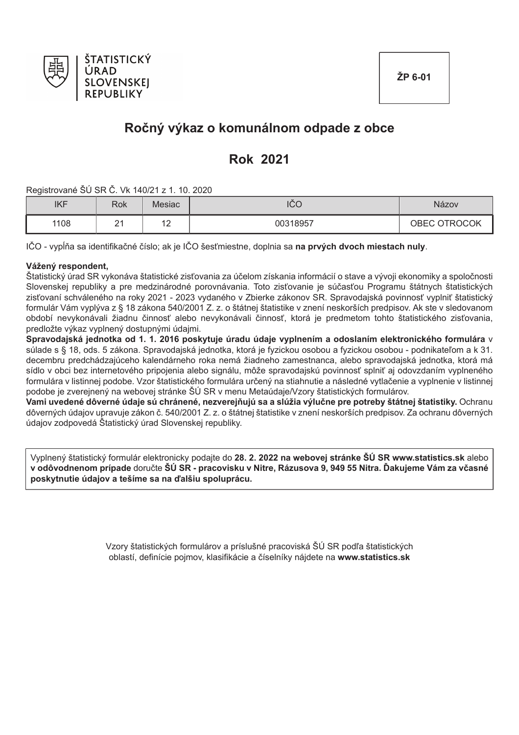ŠTATISTICKÝ ÚRAD SLOVENSKEJ REPUBLIKY

**ŽP 6-01**

# Ročný výkaz o komunálnom odpade z obce

# Rok 2021

Registrované ŠÚ SR Č. Vk 140/21 z 1. 10. 2020

| IKF | Rok | Mesiac | IČO | Názov |
|---|---|---|---|---|
| 1108 | 21 | 12 | 00318957 | OBEC OTROCOK |

IČO - vypĺňa sa identifikačné číslo; ak je IČO šesťmiestne, doplnia sa **na prvých dvoch miestach nuly**.

**Vážený respondent,**
Štatistický úrad SR vykonáva štatistické zisťovania za účelom získania informácií o stave a vývoji ekonomiky a spoločnosti Slovenskej republiky a pre medzinárodné porovnávania. Toto zisťovanie je súčasťou Programu štátnych štatistických zisťovaní schváleného na roky 2021 - 2023 vydaného v Zbierke zákonov SR. Spravodajská povinnosť vyplniť štatistický formulár Vám vyplýva z § 18 zákona 540/2001 Z. z. o štátnej štatistike v znení neskorších predpisov. Ak ste v sledovanom období nevykonávali žiadnu činnosť alebo nevykonávali činnosť, ktorá je predmetom tohto štatistického zisťovania, predložte výkaz vyplnený dostupnými údajmi.
**Spravodajská jednotka od 1. 1. 2016 poskytuje úradu údaje vyplnením a odoslaním elektronického formulára** v súlade s § 18, ods. 5 zákona. Spravodajská jednotka, ktorá je fyzickou osobou a fyzickou osobou - podnikateľom a k 31. decembru predchádzajúceho kalendárneho roka nemá žiadneho zamestnanca, alebo spravodajská jednotka, ktorá má sídlo v obci bez internetového pripojenia alebo signálu, môže spravodajskú povinnosť splniť aj odovzdaním vyplneného formulára v listinnej podobe. Vzor štatistického formulára určený na stiahnutie a následné vytlačenie a vyplnenie v listinnej podobe je zverejnený na webovej stránke ŠÚ SR v menu Metaúdaje/Vzory štatistických formulárov.
**Vami uvedené dôverné údaje sú chránené, nezverejňujú sa a slúžia výlučne pre potreby štátnej štatistiky.** Ochranu dôverných údajov upravuje zákon č. 540/2001 Z. z. o štátnej štatistike v znení neskorších predpisov. Za ochranu dôverných údajov zodpovedá Štatistický úrad Slovenskej republiky.

Vyplnený štatistický formulár elektronicky podajte do **28. 2. 2022 na webovej stránke ŠÚ SR www.statistics.sk** alebo **v odôvodnenom prípade** doručte **ŠÚ SR - pracovisku v Nitre, Rázusova 9, 949 55 Nitra. Ďakujeme Vám za včasné poskytnutie údajov a tešíme sa na ďalšiu spoluprácu.**

Vzory štatistických formulárov a príslušné pracoviská ŠÚ SR podľa štatistických oblastí, definície pojmov, klasifikácie a číselníky nájdete na **www.statistics.sk**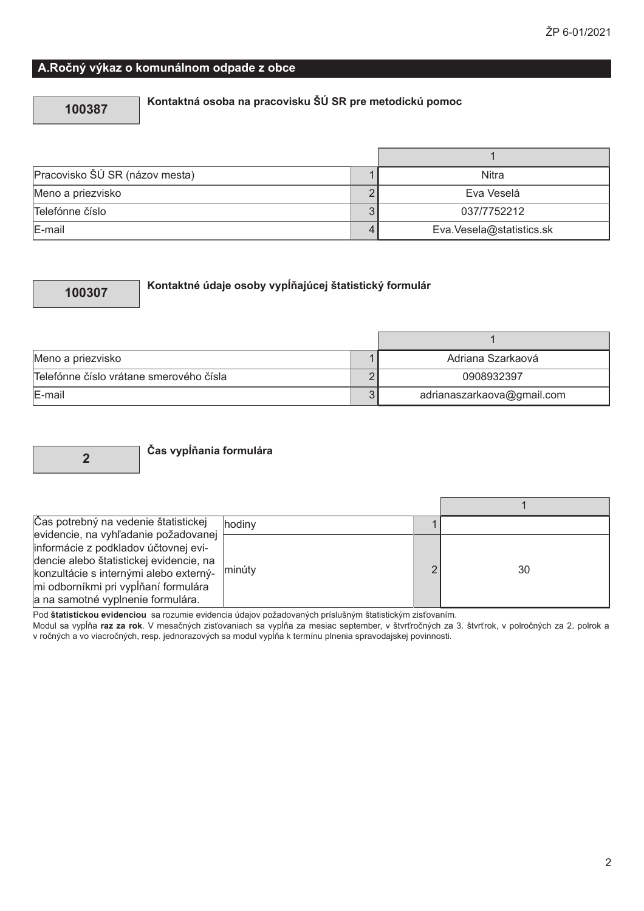## A.Ročný výkaz o komunálnom odpade z obce

**100387**

**Kontaktná osoba na pracovisku ŠÚ SR pre metodickú pomoc**

| | | 1 |
|---|---|---|
| Pracovisko ŠÚ SR (názov mesta) | 1 | Nitra |
| Meno a priezvisko | 2 | Eva Veselá |
| Telefónne číslo | 3 | 037/7752212 |
| E-mail | 4 | Eva.Vesela@statistics.sk |

**100307**

**Kontaktné údaje osoby vypĺňajúcej štatistický formulár**

| | | 1 |
|---|---|---|
| Meno a priezvisko | 1 | Adriana Szarkaová |
| Telefónne číslo vrátane smerového čísla | 2 | 0908932397 |
| E-mail | 3 | adrianaszarkaova@gmail.com |

**2**

**Čas vypĺňania formulára**

| | | | 1 |
|---|---|---|---|
| Čas potrebný na vedenie štatistickej evidencie, na vyhľadanie požadovanej informácie z podkladov účtovnej evidencie alebo štatistickej evidencie, na konzultácie s internými alebo externými odborníkmi pri vypĺňaní formulára a na samotné vyplnenie formulára. | hodiny | 1 | |
| | minúty | 2 | 30 |

Pod **štatistickou evidenciou** sa rozumie evidencia údajov požadovaných príslušným štatistickým zisťovaním.
Modul sa vypĺňa **raz za rok**. V mesačných zisťovaniach sa vypĺňa za mesiac september, v štvrťročných za 3. štvrťrok, v polročných za 2. polrok a v ročných a vo viacročných, resp. jednorazových sa modul vypĺňa k termínu plnenia spravodajskej povinnosti.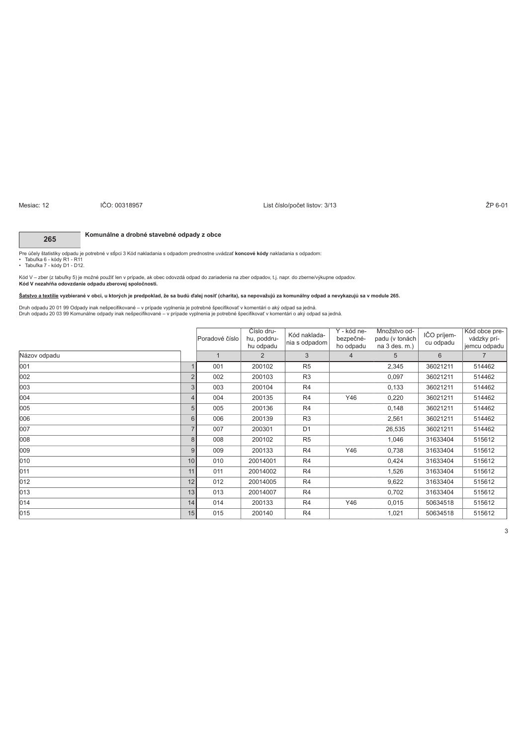Mesiac: 12 IČO: 00318957 List číslo/počet listov: 3/13 ŽP 6-01

## 265 Komunálne a drobné stavebné odpady z obce

Pre účely štatistiky odpadu je potrebné v stĺpci 3 Kód nakladania s odpadom prednostne uvádzať **koncové kódy** nakladania s odpadom:

- Tabuľka 6 - kódy R1 - R11
- Tabuľka 7 - kódy D1 - D12.

Kód V – zber (z tabuľky 5) je možné použiť len v prípade, ak obec odovzdá odpad do zariadenia na zber odpadov, t.j. napr. do zberne/výkupne odpadov.
**Kód V nezahŕňa odovzdanie odpadu zberovej spoločnosti.**

**Šatstvo a textílie vyzbierané v obci, u ktorých je predpoklad, že sa budú ďalej nosiť (charita), sa nepovažujú za komunálny odpad a nevykazujú sa v module 265.**

Druh odpadu 20 01 99 Odpady inak nešpecifikované – v prípade vyplnenia je potrebné špecifikovať v komentári o aký odpad sa jedná.
Druh odpadu 20 03 99 Komunálne odpady inak nešpecifikované – v prípade vyplnenia je potrebné špecifikovať v komentári o aký odpad sa jedná.

| | | Poradové číslo | Číslo druhu, poddruhu odpadu | Kód nakladania s odpadom | Y - kód nebezpečného odpadu | Množstvo odpadu (v tonách na 3 des. m.) | IČO príjemcu odpadu | Kód obce prevádzky príjemcu odpadu |
|---|---|---|---|---|---|---|---|---|
| Názov odpadu | | 1 | 2 | 3 | 4 | 5 | 6 | 7 |
| 001 | 1 | 001 | 200102 | R5 | | 2,345 | 36021211 | 514462 |
| 002 | 2 | 002 | 200103 | R3 | | 0,097 | 36021211 | 514462 |
| 003 | 3 | 003 | 200104 | R4 | | 0,133 | 36021211 | 514462 |
| 004 | 4 | 004 | 200135 | R4 | Y46 | 0,220 | 36021211 | 514462 |
| 005 | 5 | 005 | 200136 | R4 | | 0,148 | 36021211 | 514462 |
| 006 | 6 | 006 | 200139 | R3 | | 2,561 | 36021211 | 514462 |
| 007 | 7 | 007 | 200301 | D1 | | 26,535 | 36021211 | 514462 |
| 008 | 8 | 008 | 200102 | R5 | | 1,046 | 31633404 | 515612 |
| 009 | 9 | 009 | 200133 | R4 | Y46 | 0,738 | 31633404 | 515612 |
| 010 | 10 | 010 | 20014001 | R4 | | 0,424 | 31633404 | 515612 |
| 011 | 11 | 011 | 20014002 | R4 | | 1,526 | 31633404 | 515612 |
| 012 | 12 | 012 | 20014005 | R4 | | 9,622 | 31633404 | 515612 |
| 013 | 13 | 013 | 20014007 | R4 | | 0,702 | 31633404 | 515612 |
| 014 | 14 | 014 | 200133 | R4 | Y46 | 0,015 | 50634518 | 515612 |
| 015 | 15 | 015 | 200140 | R4 | | 1,021 | 50634518 | 515612 |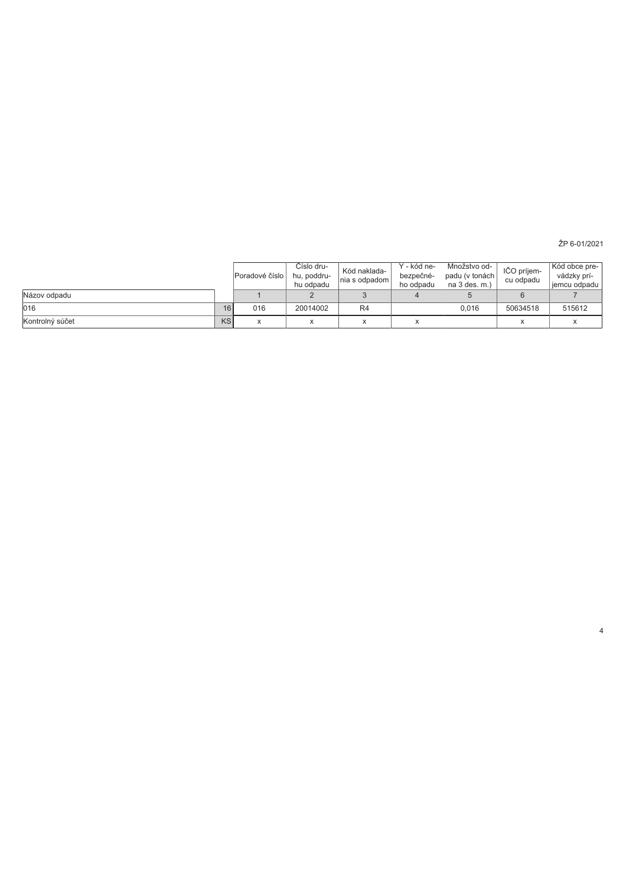ŽP 6-01/2021

| | | Poradové číslo | Číslo druhu, poddruhu odpadu | Kód nakladania s odpadom | Y - kód nebezpečného odpadu | Množstvo odpadu (v tonách na 3 des. m.) | IČO príjemcu odpadu | Kód obce prevádzky príjemcu odpadu |
|---|---|---|---|---|---|---|---|---|
| Názov odpadu | | 1 | 2 | 3 | 4 | 5 | 6 | 7 |
| 016 | 16 | 016 | 20014002 | R4 | | 0,016 | 50634518 | 515612 |
| Kontrolný súčet | KS | x | x | x | x | | x | x |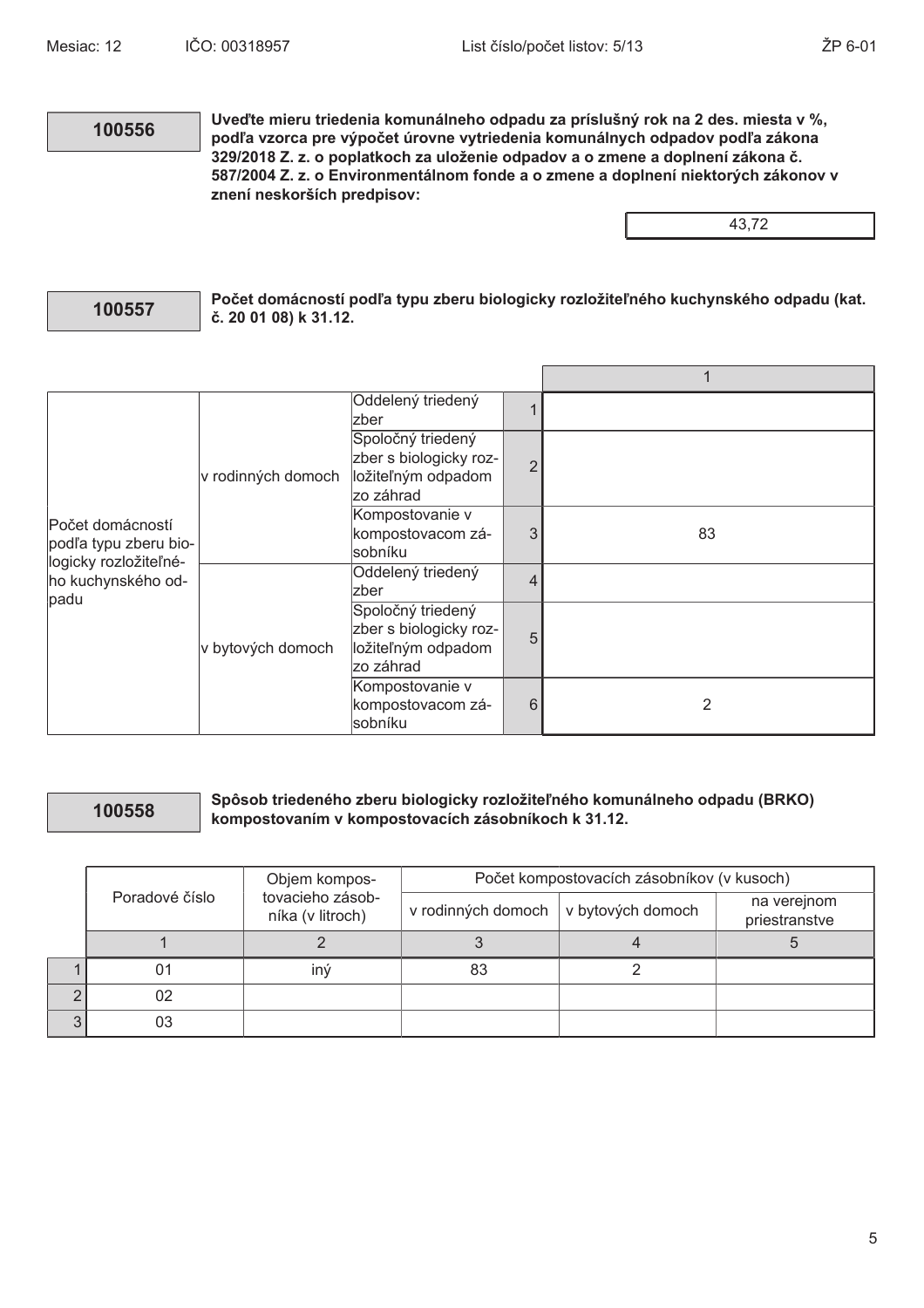**100556**

**Uveďte mieru triedenia komunálneho odpadu za príslušný rok na 2 des. miesta v %, podľa vzorca pre výpočet úrovne vytriedenia komunálnych odpadov podľa zákona 329/2018 Z. z. o poplatkoch za uloženie odpadov a o zmene a doplnení zákona č. 587/2004 Z. z. o Environmentálnom fonde a o zmene a doplnení niektorých zákonov v znení neskorších predpisov:**

43,72

**100557**

**Počet domácností podľa typu zberu biologicky rozložiteľného kuchynského odpadu (kat. č. 20 01 08) k 31.12.**

| | | | | 1 |
|---|---|---|---|---|
| Počet domácností podľa typu zberu biologicky rozložiteľného kuchynského odpadu | v rodinných domoch | Oddelený triedený zber | 1 | |
| | | Spoločný triedený zber s biologicky rozložiteľným odpadom zo záhrad | 2 | |
| | | Kompostovanie v kompostovacom zásobníku | 3 | 83 |
| | v bytových domoch | Oddelený triedený zber | 4 | |
| | | Spoločný triedený zber s biologicky rozložiteľným odpadom zo záhrad | 5 | |
| | | Kompostovanie v kompostovacom zásobníku | 6 | 2 |

**100558**

**Spôsob triedeného zberu biologicky rozložiteľného komunálneho odpadu (BRKO) kompostovaním v kompostovacích zásobníkoch k 31.12.**

| | Poradové číslo | Objem kompostovacieho zásobníka (v litroch) | Počet kompostovacích zásobníkov (v kusoch) | | |
|---|---|---|---|---|---|
| | | | v rodinných domoch | v bytových domoch | na verejnom priestranstve |
| | 1 | 2 | 3 | 4 | 5 |
| 1 | 01 | iný | 83 | 2 | |
| 2 | 02 | | | | |
| 3 | 03 | | | | |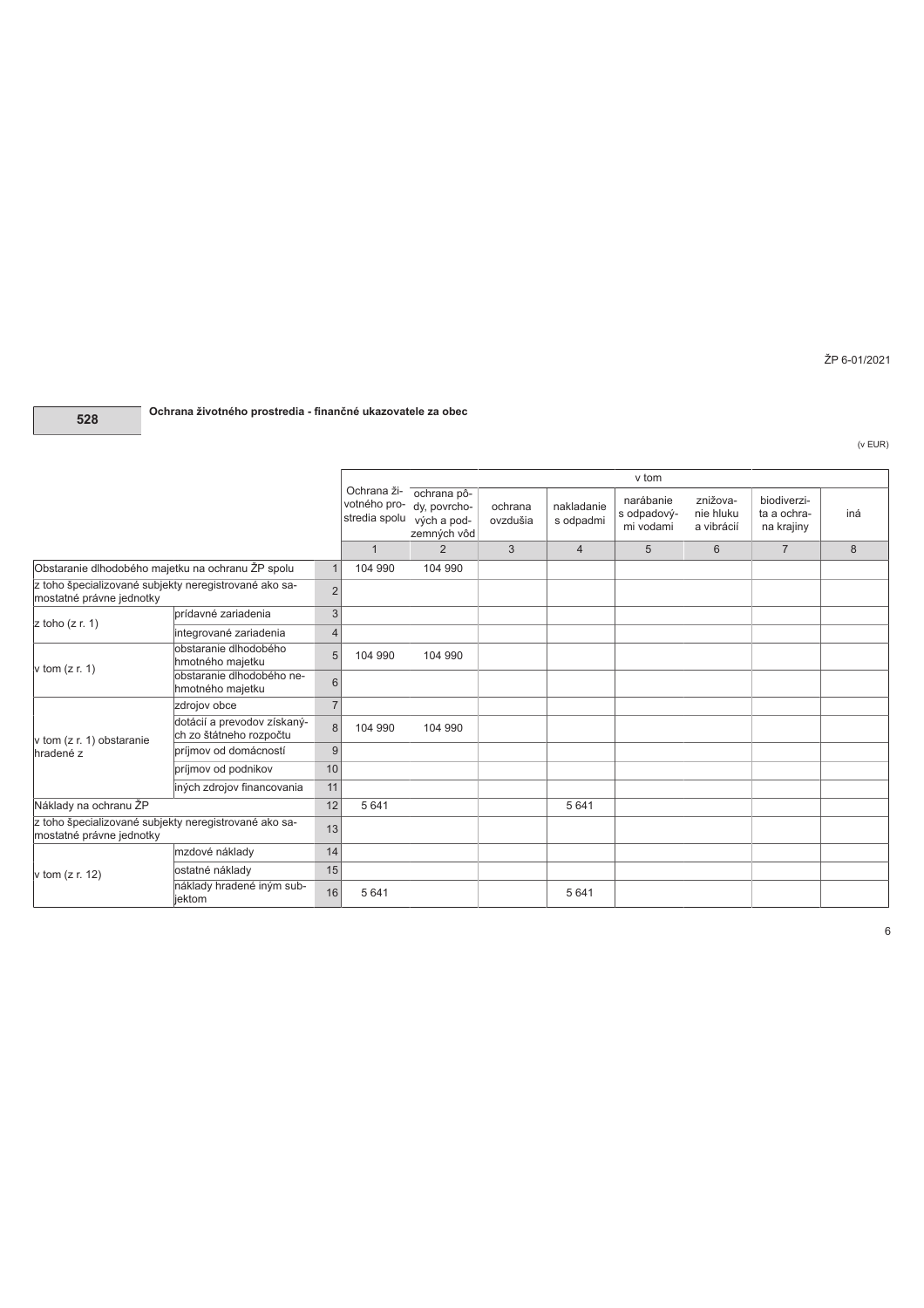ŽP 6-01/2021

**528**

### Ochrana životného prostredia - finančné ukazovatele za obec

(v EUR)

| | | | Ochrana životného prostredia spolu | v tom | | | | | | |
|---|---|---|---|---|---|---|---|---|---|---|
| | | | | ochrana pôdy, povrchových a podzemných vôd | ochrana ovzdušia | nakladanie s odpadmi | narábanie s odpadovými vodami | znižovanie hluku a vibrácií | biodiverzita a ochrana krajiny | iná |
| | | | 1 | 2 | 3 | 4 | 5 | 6 | 7 | 8 |
| Obstaranie dlhodobého majetku na ochranu ŽP spolu | | 1 | 104 990 | 104 990 | | | | | | |
| z toho špecializované subjekty neregistrované ako samostatné právne jednotky | | 2 | | | | | | | | |
| z toho (z r. 1) | prídavné zariadenia | 3 | | | | | | | | |
| | integrované zariadenia | 4 | | | | | | | | |
| v tom (z r. 1) | obstaranie dlhodobého hmotného majetku | 5 | 104 990 | 104 990 | | | | | | |
| | obstaranie dlhodobého nehmotného majetku | 6 | | | | | | | | |
| v tom (z r. 1) obstaranie hradené z | zdrojov obce | 7 | | | | | | | | |
| | dotácií a prevodov získaných zo štátneho rozpočtu | 8 | 104 990 | 104 990 | | | | | | |
| | príjmov od domácností | 9 | | | | | | | | |
| | príjmov od podnikov | 10 | | | | | | | | |
| | iných zdrojov financovania | 11 | | | | | | | | |
| Náklady na ochranu ŽP | | 12 | 5 641 | | | 5 641 | | | | |
| z toho špecializované subjekty neregistrované ako samostatné právne jednotky | | 13 | | | | | | | | |
| v tom (z r. 12) | mzdové náklady | 14 | | | | | | | | |
| | ostatné náklady | 15 | | | | | | | | |
| | náklady hradené iným subjektom | 16 | 5 641 | | | 5 641 | | | | |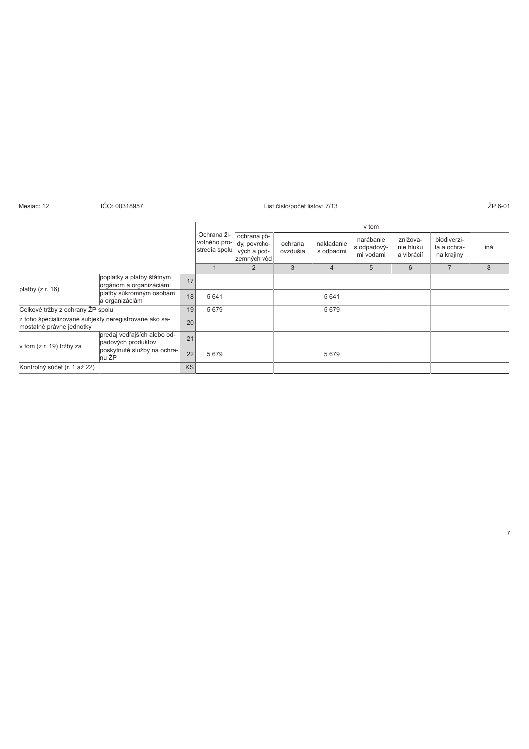Mesiac: 12 IČO: 00318957 List číslo/počet listov: 7/13 ŽP 6-01

| | | | Ochrana životného prostredia spolu | v tom | | | | | | |
|---|---|---|---|---|---|---|---|---|---|---|
| | | | | ochrana pôdy, povrchových a podzemných vôd | ochrana ovzdušia | nakladanie s odpadmi | narábanie s odpadovými vodami | znižovanie hluku a vibrácií | biodiverzita a ochrana krajiny | iná |
| | | | 1 | 2 | 3 | 4 | 5 | 6 | 7 | 8 |
| platby (z r. 16) | poplatky a platby štátnym orgánom a organizáciám | 17 | | | | | | | | |
| | platby súkromným osobám a organizáciám | 18 | 5 641 | | | 5 641 | | | | |
| Celkové tržby z ochrany ŽP spolu | | 19 | 5 679 | | | 5 679 | | | | |
| z toho špecializované subjekty neregistrované ako samostatné právne jednotky | | 20 | | | | | | | | |
| v tom (z r. 19) tržby za | predaj vedľajších alebo odpadových produktov | 21 | | | | | | | | |
| | poskytnuté služby na ochranu ŽP | 22 | 5 679 | | | 5 679 | | | | |
| Kontrolný súčet (r. 1 až 22) | | KS | | | | | | | | |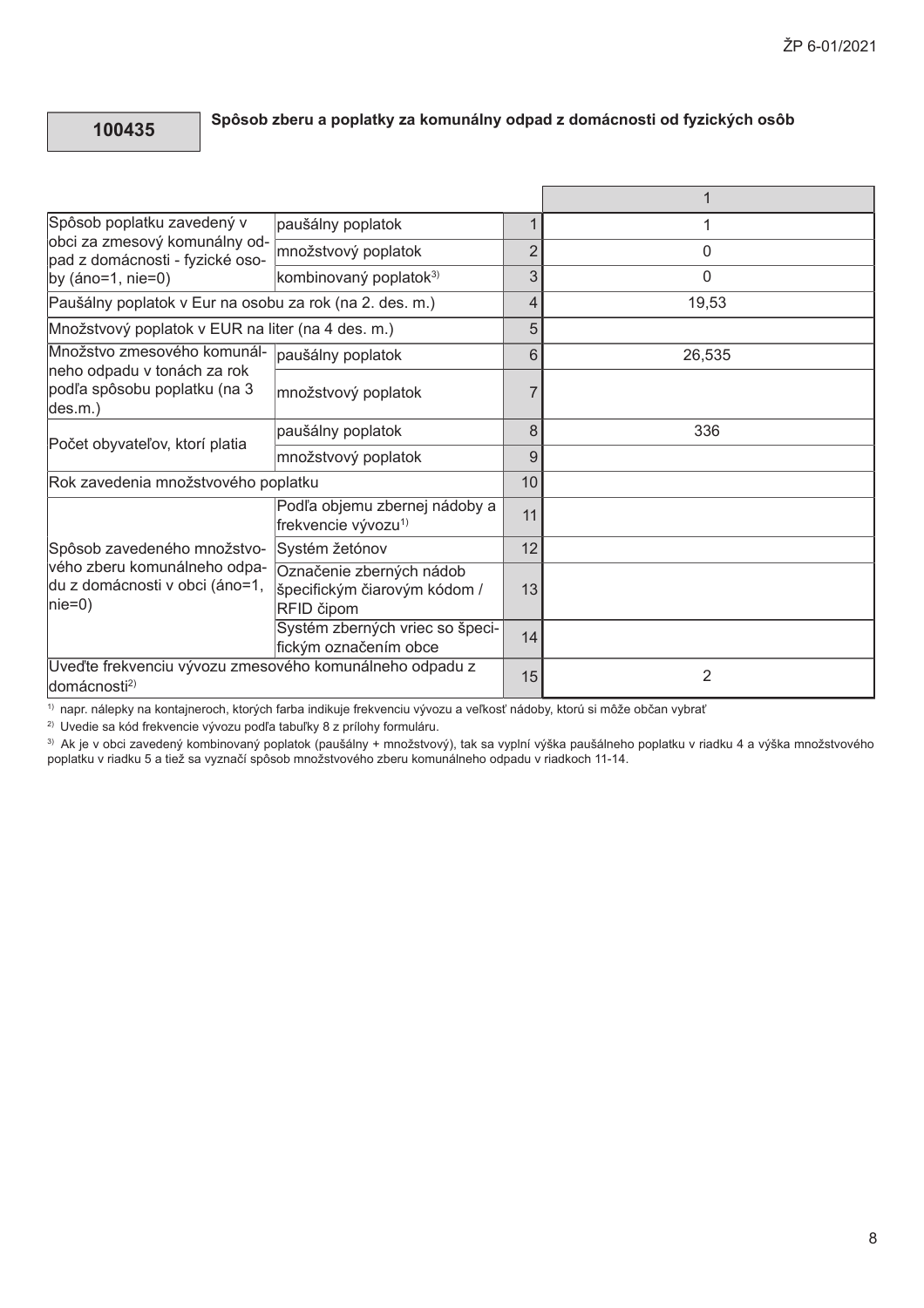**100435**

**Spôsob zberu a poplatky za komunálny odpad z domácnosti od fyzických osôb**

| | | | 1 |
|---|---|---|---|
| Spôsob poplatku zavedený v obci za zmesový komunálny odpad z domácnosti - fyzické osoby (áno=1, nie=0) | paušálny poplatok | 1 | 1 |
| | množstvový poplatok | 2 | 0 |
| | kombinovaný poplatok[3] | 3 | 0 |
| Paušálny poplatok v Eur na osobu za rok (na 2. des. m.) | | 4 | 19,53 |
| Množstvový poplatok v EUR na liter (na 4 des. m.) | | 5 | |
| Množstvo zmesového komunálneho odpadu v tonách za rok podľa spôsobu poplatku (na 3 des.m.) | paušálny poplatok | 6 | 26,535 |
| | množstvový poplatok | 7 | |
| Počet obyvateľov, ktorí platia | paušálny poplatok | 8 | 336 |
| | množstvový poplatok | 9 | |
| Rok zavedenia množstvového poplatku | | 10 | |
| Spôsob zavedeného množstvového zberu komunálneho odpadu z domácnosti v obci (áno=1, nie=0) | Podľa objemu zbernej nádoby a frekvencie vývozu[1] | 11 | |
| | Systém žetónov | 12 | |
| | Označenie zberných nádob špecifickým čiarovým kódom / RFID čipom | 13 | |
| | Systém zberných vriec so špecifickým označením obce | 14 | |
| Uveďte frekvenciu vývozu zmesového komunálneho odpadu z domácností[2] | | 15 | 2 |

[1] napr. nálepky na kontajneroch, ktorých farba indikuje frekvenciu vývozu a veľkosť nádoby, ktorú si môže občan vybrať

[2] Uvedie sa kód frekvencie vývozu podľa tabuľky 8 z prílohy formuláru.

[3] Ak je v obci zavedený kombinovaný poplatok (paušálny + množstvový), tak sa vyplní výška paušálneho poplatku v riadku 4 a výška množstvového poplatku v riadku 5 a tiež sa vyznačí spôsob množstvového zberu komunálneho odpadu v riadkoch 11-14.